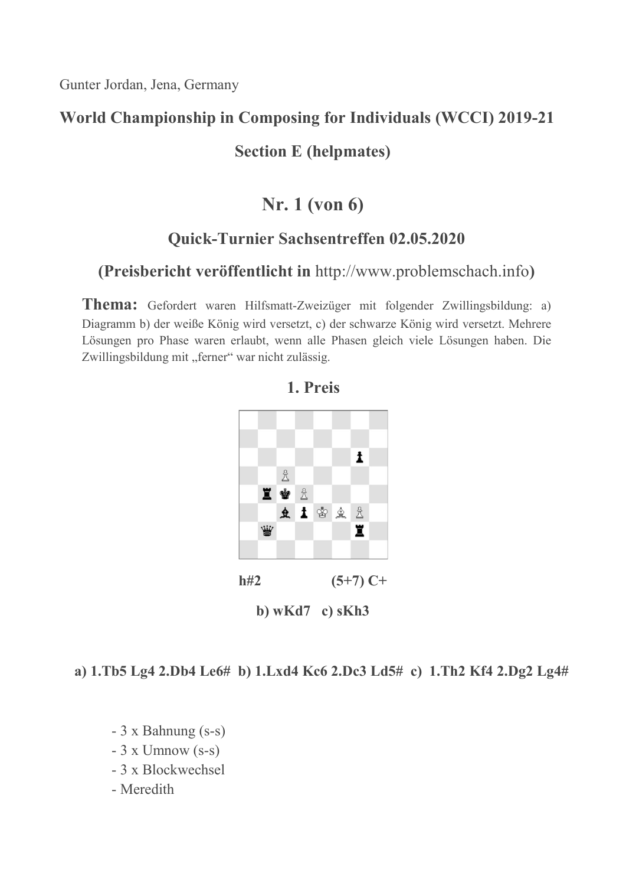Gunter Jordan, Jena, Germany

**World Championship in Composing for Individuals (WCCI) 2019-21**

**Section E (helpmates)**

## Nr. 1 (von 6)

### Quick-Turnier Sachsentreffen 02.05.2020

### (Preisbericht veröffentlicht in http://www.problemschach.info)

**Thema:** Gefordert waren Hilfsmatt-Zweizüger mit folgender Zwillingsbildung: a) Diagramm b) der weiße König wird versetzt, c) der schwarze König wird versetzt. Mehrere Lösungen pro Phase waren erlaubt, wenn alle Phasen gleich viele Lösungen haben. Die Zwillingsbildung mit „ferner" war nicht zulässig.

**1. Preis**

**h#2** **(5+7) C+**

**b) wKd7 c) sKh3**

**a) 1.Tb5 Lg4 2.Db4 Le6# b) 1.Lxd4 Kc6 2.Dc3 Ld5# c) 1.Th2 Kf4 2.Dg2 Lg4#**

- 3 x Bahnung (s-s)
- 3 x Umnow (s-s)
- 3 x Blockwechsel
- Meredith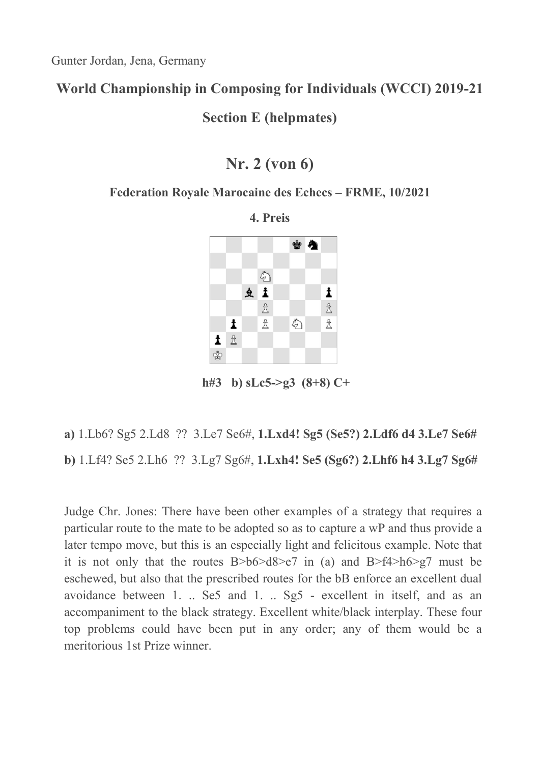Gunter Jordan, Jena, Germany

## World Championship in Composing for Individuals (WCCI) 2019-21

## Section E (helpmates)

# Nr. 2 (von 6)

**Federation Royale Marocaine des Echecs – FRME, 10/2021**

**4. Preis**

**h#3 b) sLc5->g3 (8+8) C+**

**a)** 1.Lb6? Sg5 2.Ld8 ?? 3.Le7 Se6#, **1.Lxd4! Sg5 (Se5?) 2.Ldf6 d4 3.Le7 Se6#**

**b)** 1.Lf4? Se5 2.Lh6 ?? 3.Lg7 Sg6#, **1.Lxh4! Se5 (Sg6?) 2.Lhf6 h4 3.Lg7 Sg6#**

Judge Chr. Jones: There have been other examples of a strategy that requires a particular route to the mate to be adopted so as to capture a wP and thus provide a later tempo move, but this is an especially light and felicitous example. Note that it is not only that the routes B>b6>d8>e7 in (a) and B>f4>h6>g7 must be eschewed, but also that the prescribed routes for the bB enforce an excellent dual avoidance between 1. .. Se5 and 1. .. Sg5 - excellent in itself, and as an accompaniment to the black strategy. Excellent white/black interplay. These four top problems could have been put in any order; any of them would be a meritorious 1st Prize winner.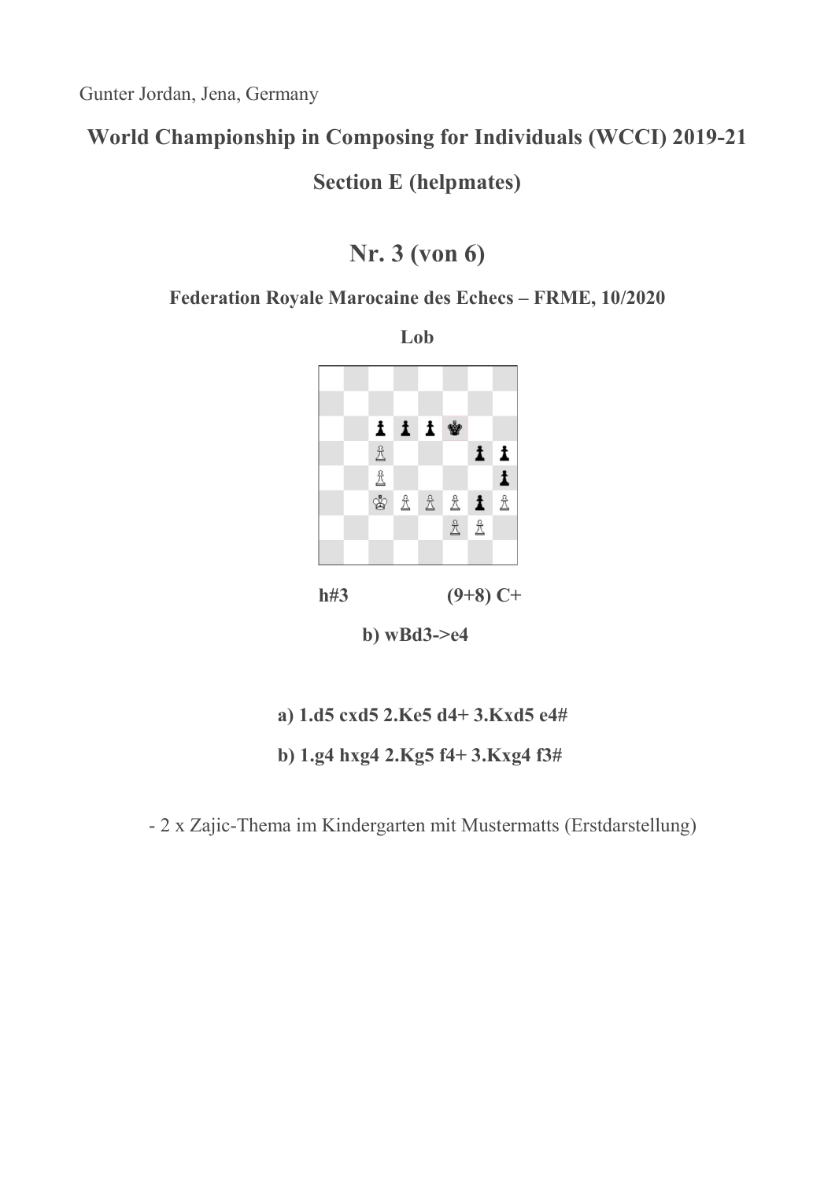Gunter Jordan, Jena, Germany

## World Championship in Composing for Individuals (WCCI) 2019-21

## Section E (helpmates)

# Nr. 3 (von 6)

**Federation Royale Marocaine des Echecs – FRME, 10/2020**

**Lob**

**h#3** **(9+8) C+**

**b) wBd3->e4**

**a) 1.d5 cxd5 2.Ke5 d4+ 3.Kxd5 e4#**

**b) 1.g4 hxg4 2.Kg5 f4+ 3.Kxg4 f3#**

- 2 x Zajic-Thema im Kindergarten mit Mustermatts (Erstdarstellung)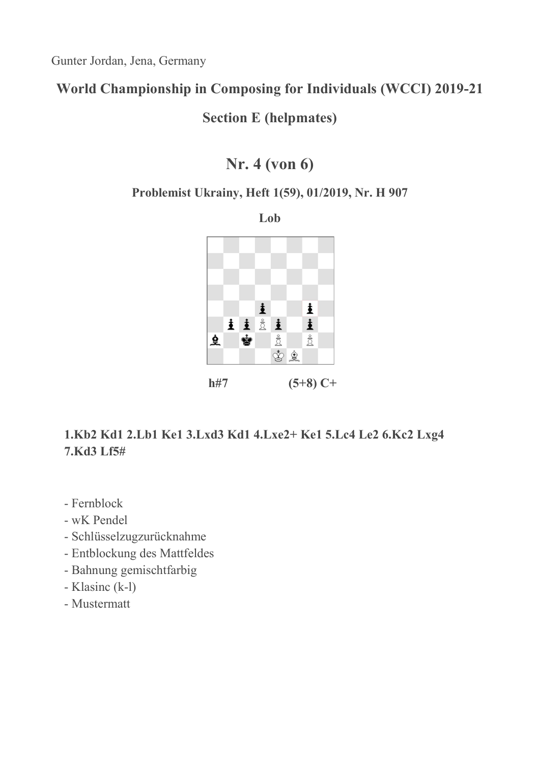Gunter Jordan, Jena, Germany

## World Championship in Composing for Individuals (WCCI) 2019-21

## Section E (helpmates)

# Nr. 4 (von 6)

### Problemist Ukrainy, Heft 1(59), 01/2019, Nr. H 907

**Lob**

**h#7** **(5+8) C+**

**1.Kb2 Kd1 2.Lb1 Ke1 3.Lxd3 Kd1 4.Lxe2+ Ke1 5.Lc4 Le2 6.Kc2 Lxg4 7.Kd3 Lf5#**

- Fernblock
- wK Pendel
- Schlüsselzugzurücknahme
- Entblockung des Mattfeldes
- Bahnung gemischtfarbig
- Klasinc (k-l)
- Mustermatt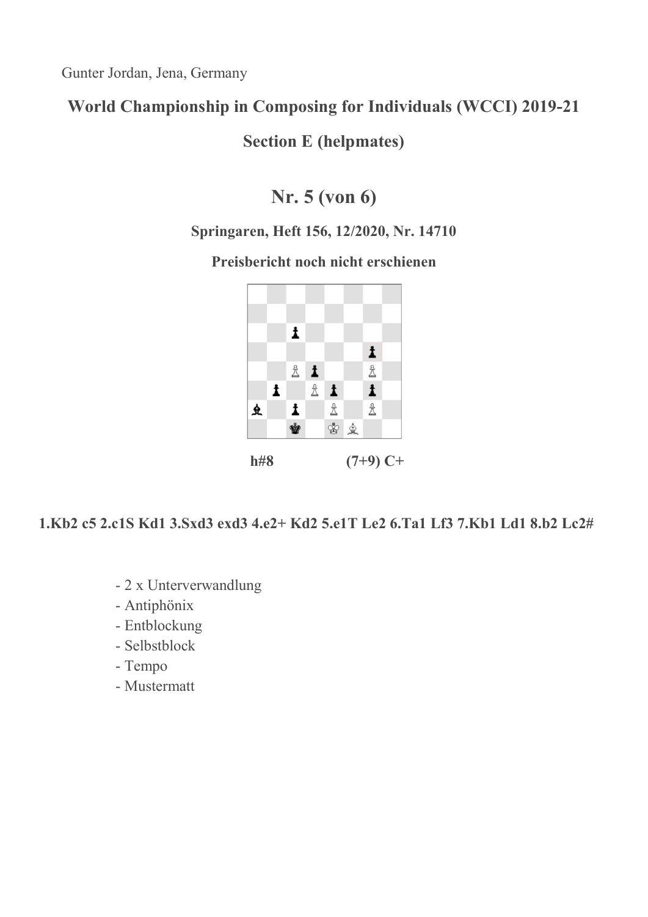Gunter Jordan, Jena, Germany

## World Championship in Composing for Individuals (WCCI) 2019-21

## Section E (helpmates)

# Nr. 5 (von 6)

### Springaren, Heft 156, 12/2020, Nr. 14710

### Preisbericht noch nicht erschienen

**h#8** **(7+9) C+**

**1.Kb2 c5 2.c1S Kd1 3.Sxd3 exd3 4.e2+ Kd2 5.e1T Le2 6.Ta1 Lf3 7.Kb1 Ld1 8.b2 Lc2#**

- 2 x Unterverwandlung
- Antiphönix
- Entblockung
- Selbstblock
- Tempo
- Mustermatt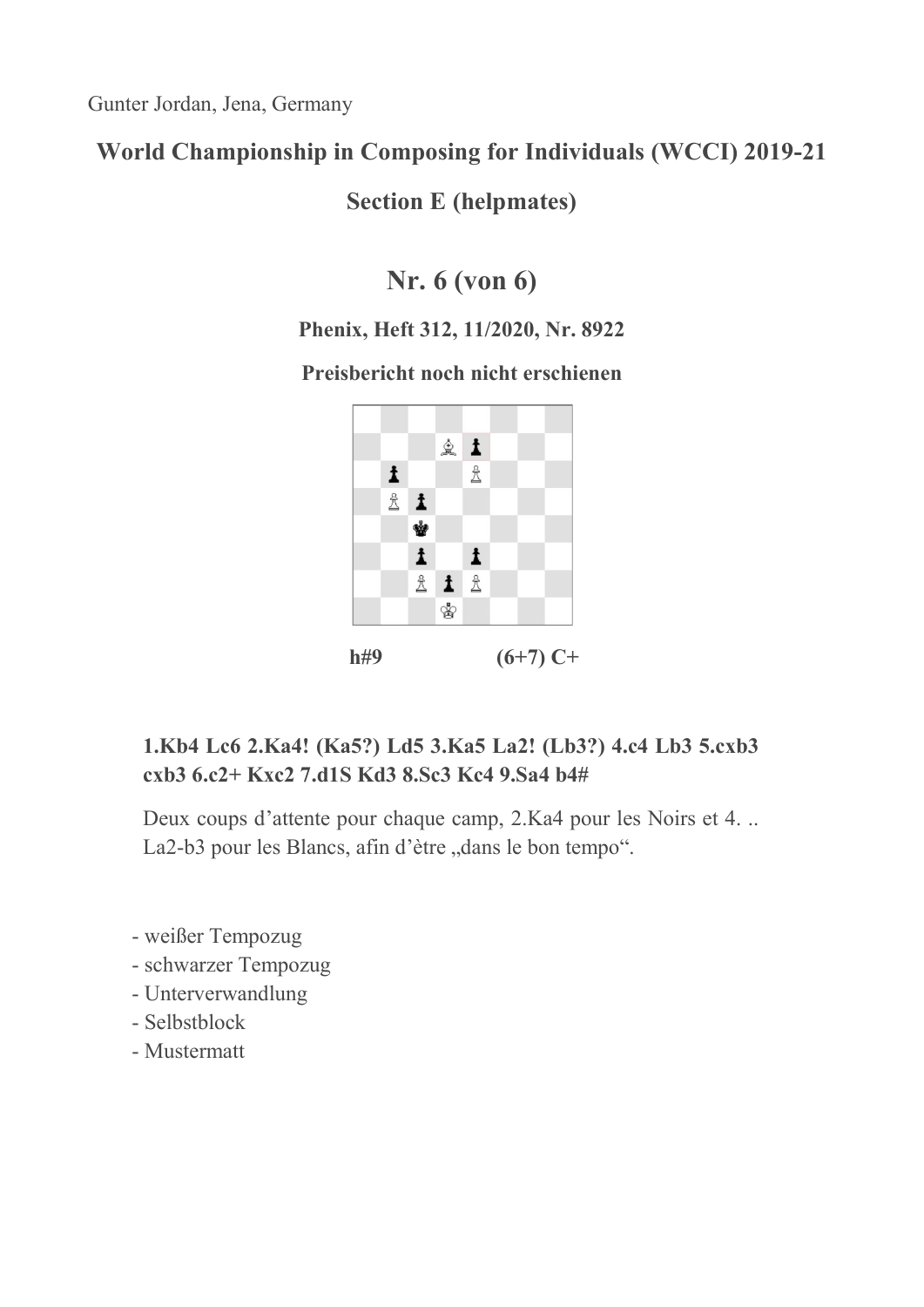Gunter Jordan, Jena, Germany

## World Championship in Composing for Individuals (WCCI) 2019-21

## Section E (helpmates)

# Nr. 6 (von 6)

### Phenix, Heft 312, 11/2020, Nr. 8922

### Preisbericht noch nicht erschienen

**h#9** **(6+7) C+**

**1.Kb4 Lc6 2.Ka4! (Ka5?) Ld5 3.Ka5 La2! (Lb3?) 4.c4 Lb3 5.cxb3 cxb3 6.c2+ Kxc2 7.d1S Kd3 8.Sc3 Kc4 9.Sa4 b4#**

Deux coups d'attente pour chaque camp, 2.Ka4 pour les Noirs et 4. .. La2-b3 pour les Blancs, afin d'ètre „dans le bon tempo".

- weißer Tempozug
- schwarzer Tempozug
- Unterverwandlung
- Selbstblock
- Mustermatt